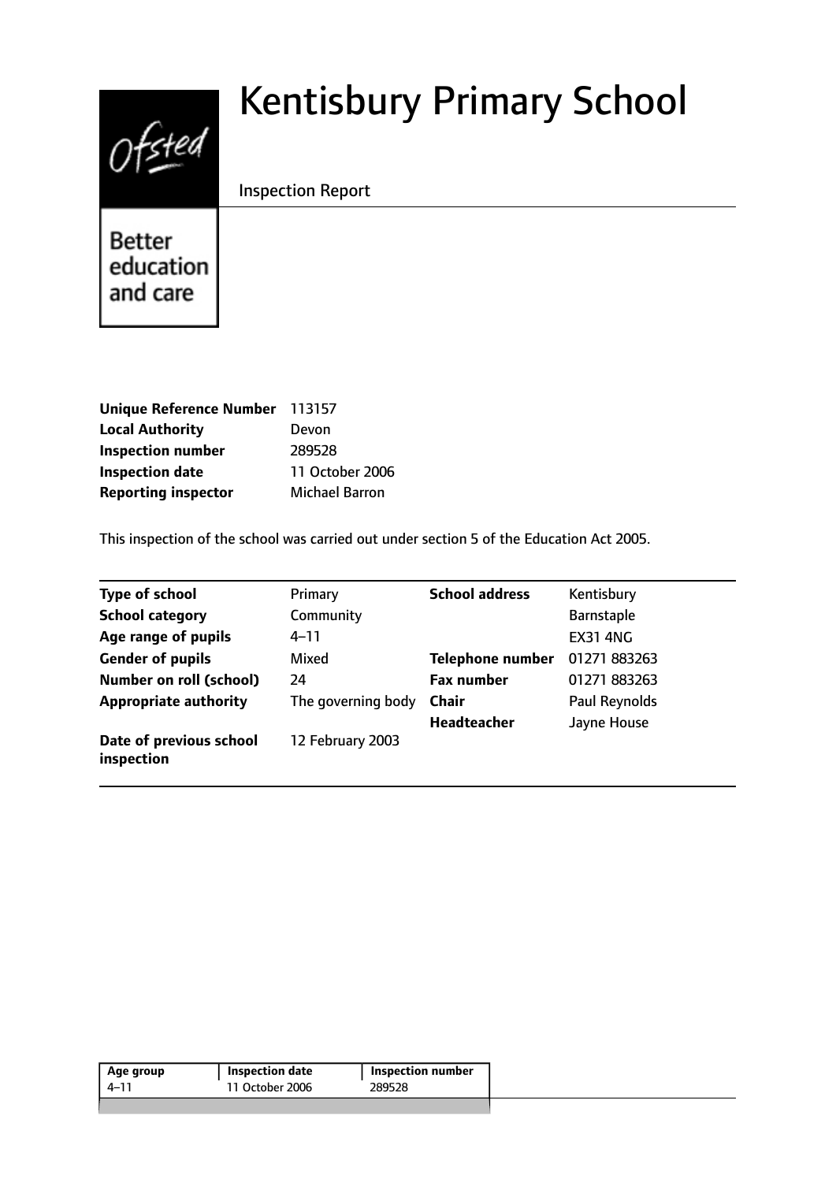# Kentisbury Primary School

Inspection Report

Ofsted

Better education and care

| | |
|---|---|
| **Unique Reference Number** | 113157 |
| **Local Authority** | Devon |
| **Inspection number** | 289528 |
| **Inspection date** | 11 October 2006 |
| **Reporting inspector** | Michael Barron |

This inspection of the school was carried out under section 5 of the Education Act 2005.

| | | | |
|---|---|---|---|
| **Type of school** | Primary | **School address** | Kentisbury |
| **School category** | Community | | Barnstaple |
| **Age range of pupils** | 4–11 | | EX31 4NG |
| **Gender of pupils** | Mixed | **Telephone number** | 01271 883263 |
| **Number on roll (school)** | 24 | **Fax number** | 01271 883263 |
| **Appropriate authority** | The governing body | **Chair** | Paul Reynolds |
| | | **Headteacher** | Jayne House |
| **Date of previous school inspection** | 12 February 2003 | | |

| Age group | Inspection date | Inspection number |
|---|---|---|
| 4–11 | 11 October 2006 | 289528 |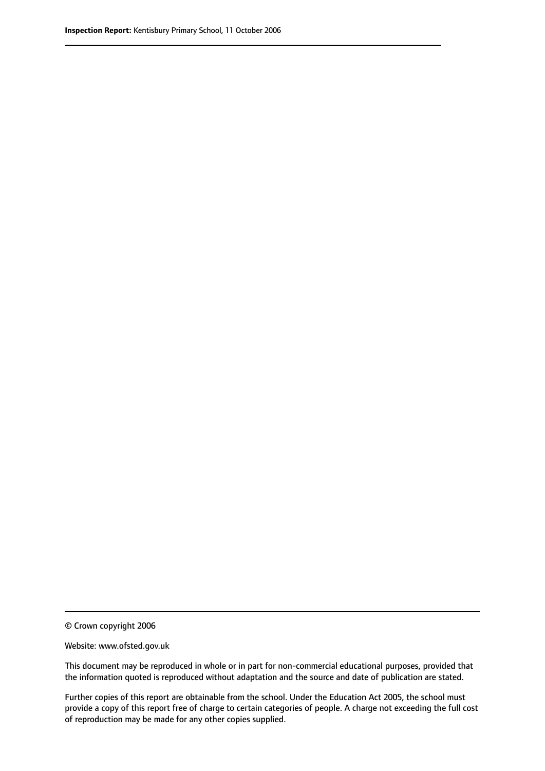© Crown copyright 2006

Website: www.ofsted.gov.uk

This document may be reproduced in whole or in part for non-commercial educational purposes, provided that the information quoted is reproduced without adaptation and the source and date of publication are stated.

Further copies of this report are obtainable from the school. Under the Education Act 2005, the school must provide a copy of this report free of charge to certain categories of people. A charge not exceeding the full cost of reproduction may be made for any other copies supplied.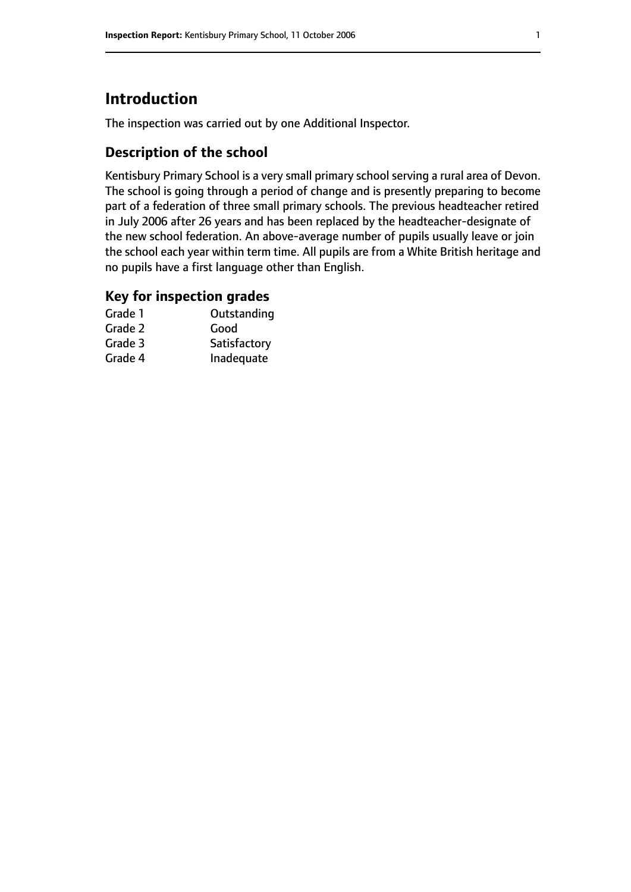# Introduction

The inspection was carried out by one Additional Inspector.

## Description of the school

Kentisbury Primary School is a very small primary school serving a rural area of Devon. The school is going through a period of change and is presently preparing to become part of a federation of three small primary schools. The previous headteacher retired in July 2006 after 26 years and has been replaced by the headteacher-designate of the new school federation. An above-average number of pupils usually leave or join the school each year within term time. All pupils are from a White British heritage and no pupils have a first language other than English.

## Key for inspection grades

| | |
|---|---|
| Grade 1 | Outstanding |
| Grade 2 | Good |
| Grade 3 | Satisfactory |
| Grade 4 | Inadequate |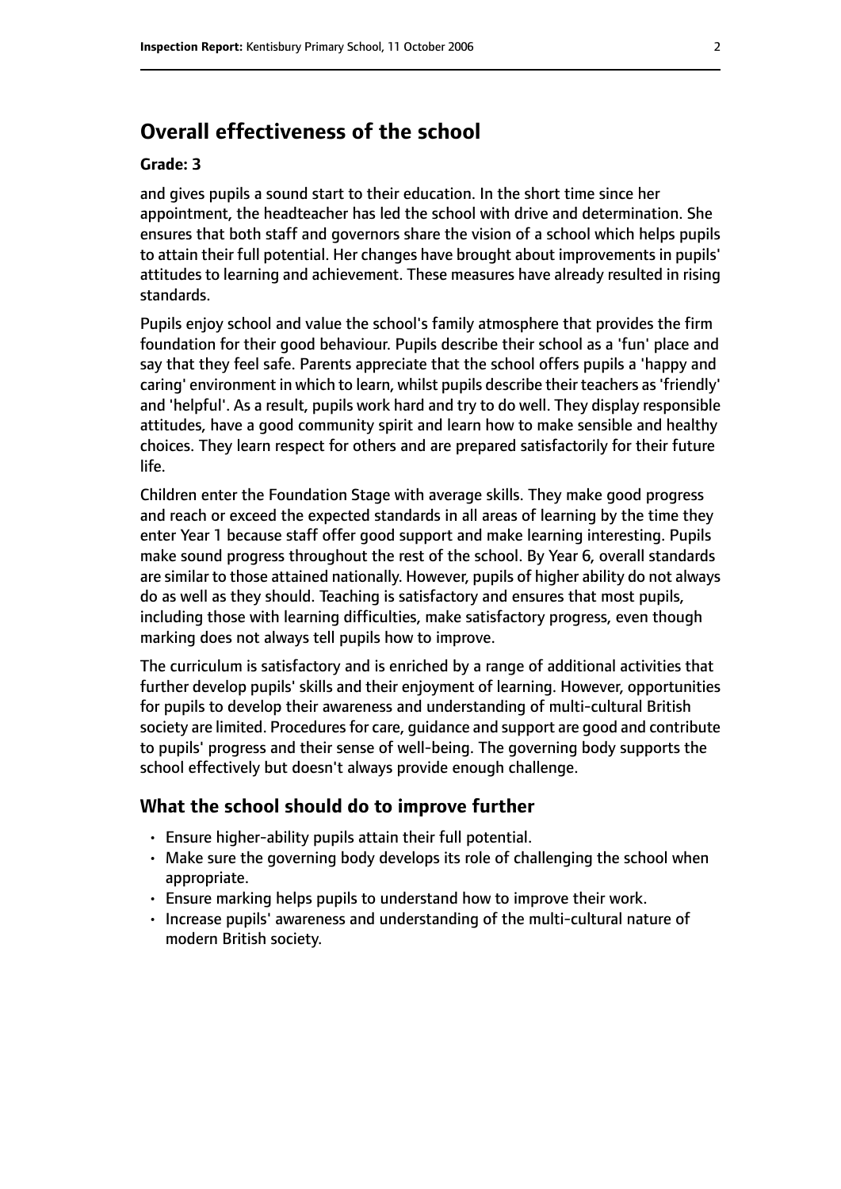## Overall effectiveness of the school

**Grade: 3**

and gives pupils a sound start to their education. In the short time since her appointment, the headteacher has led the school with drive and determination. She ensures that both staff and governors share the vision of a school which helps pupils to attain their full potential. Her changes have brought about improvements in pupils' attitudes to learning and achievement. These measures have already resulted in rising standards.

Pupils enjoy school and value the school's family atmosphere that provides the firm foundation for their good behaviour. Pupils describe their school as a 'fun' place and say that they feel safe. Parents appreciate that the school offers pupils a 'happy and caring' environment in which to learn, whilst pupils describe their teachers as 'friendly' and 'helpful'. As a result, pupils work hard and try to do well. They display responsible attitudes, have a good community spirit and learn how to make sensible and healthy choices. They learn respect for others and are prepared satisfactorily for their future life.

Children enter the Foundation Stage with average skills. They make good progress and reach or exceed the expected standards in all areas of learning by the time they enter Year 1 because staff offer good support and make learning interesting. Pupils make sound progress throughout the rest of the school. By Year 6, overall standards are similar to those attained nationally. However, pupils of higher ability do not always do as well as they should. Teaching is satisfactory and ensures that most pupils, including those with learning difficulties, make satisfactory progress, even though marking does not always tell pupils how to improve.

The curriculum is satisfactory and is enriched by a range of additional activities that further develop pupils' skills and their enjoyment of learning. However, opportunities for pupils to develop their awareness and understanding of multi-cultural British society are limited. Procedures for care, guidance and support are good and contribute to pupils' progress and their sense of well-being. The governing body supports the school effectively but doesn't always provide enough challenge.

### What the school should do to improve further

- Ensure higher-ability pupils attain their full potential.
- Make sure the governing body develops its role of challenging the school when appropriate.
- Ensure marking helps pupils to understand how to improve their work.
- Increase pupils' awareness and understanding of the multi-cultural nature of modern British society.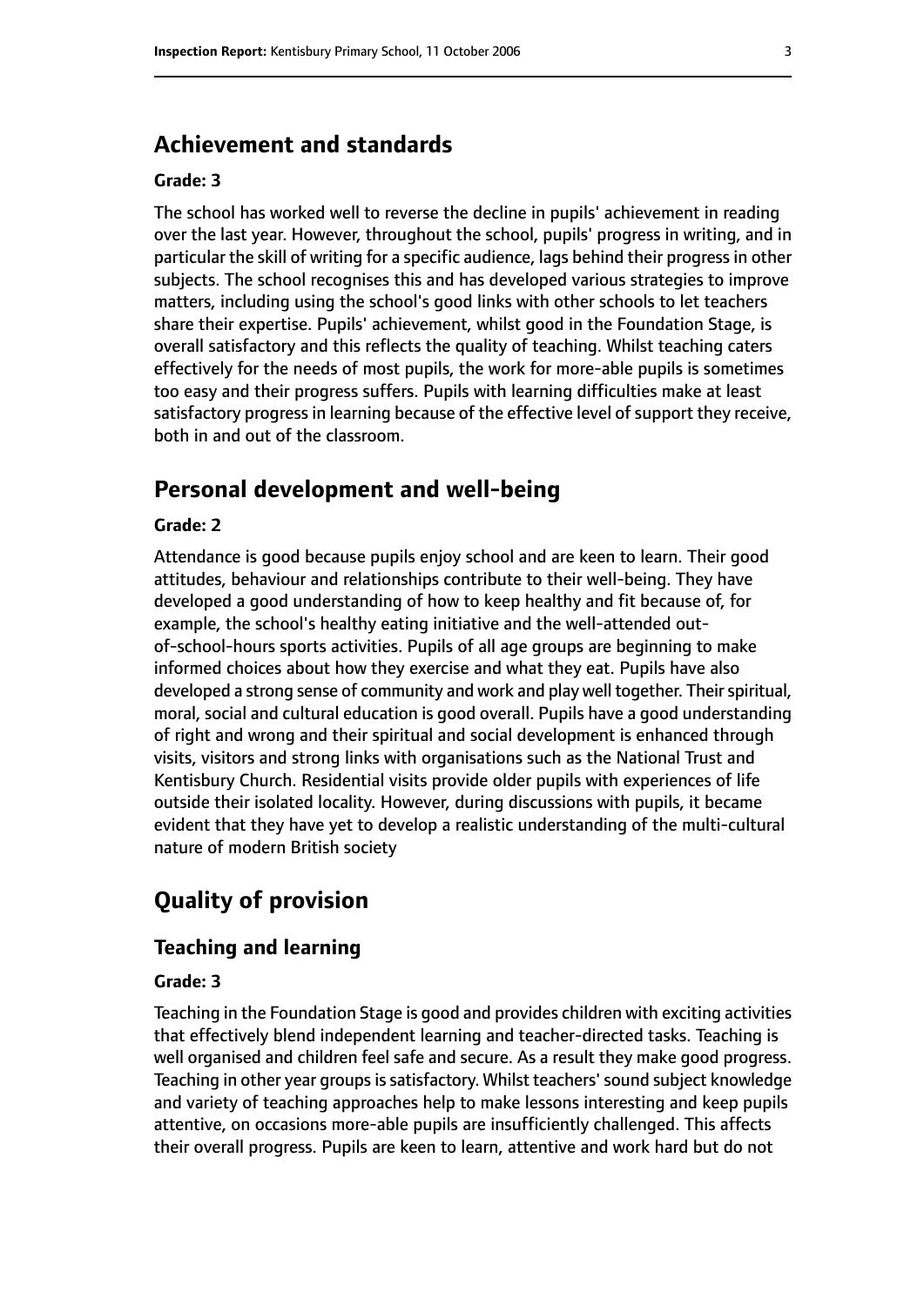## Achievement and standards

**Grade: 3**

The school has worked well to reverse the decline in pupils' achievement in reading over the last year. However, throughout the school, pupils' progress in writing, and in particular the skill of writing for a specific audience, lags behind their progress in other subjects. The school recognises this and has developed various strategies to improve matters, including using the school's good links with other schools to let teachers share their expertise. Pupils' achievement, whilst good in the Foundation Stage, is overall satisfactory and this reflects the quality of teaching. Whilst teaching caters effectively for the needs of most pupils, the work for more-able pupils is sometimes too easy and their progress suffers. Pupils with learning difficulties make at least satisfactory progress in learning because of the effective level of support they receive, both in and out of the classroom.

## Personal development and well-being

**Grade: 2**

Attendance is good because pupils enjoy school and are keen to learn. Their good attitudes, behaviour and relationships contribute to their well-being. They have developed a good understanding of how to keep healthy and fit because of, for example, the school's healthy eating initiative and the well-attended out-of-school-hours sports activities. Pupils of all age groups are beginning to make informed choices about how they exercise and what they eat. Pupils have also developed a strong sense of community and work and play well together. Their spiritual, moral, social and cultural education is good overall. Pupils have a good understanding of right and wrong and their spiritual and social development is enhanced through visits, visitors and strong links with organisations such as the National Trust and Kentisbury Church. Residential visits provide older pupils with experiences of life outside their isolated locality. However, during discussions with pupils, it became evident that they have yet to develop a realistic understanding of the multi-cultural nature of modern British society

## Quality of provision

### Teaching and learning

**Grade: 3**

Teaching in the Foundation Stage is good and provides children with exciting activities that effectively blend independent learning and teacher-directed tasks. Teaching is well organised and children feel safe and secure. As a result they make good progress. Teaching in other year groups is satisfactory. Whilst teachers' sound subject knowledge and variety of teaching approaches help to make lessons interesting and keep pupils attentive, on occasions more-able pupils are insufficiently challenged. This affects their overall progress. Pupils are keen to learn, attentive and work hard but do not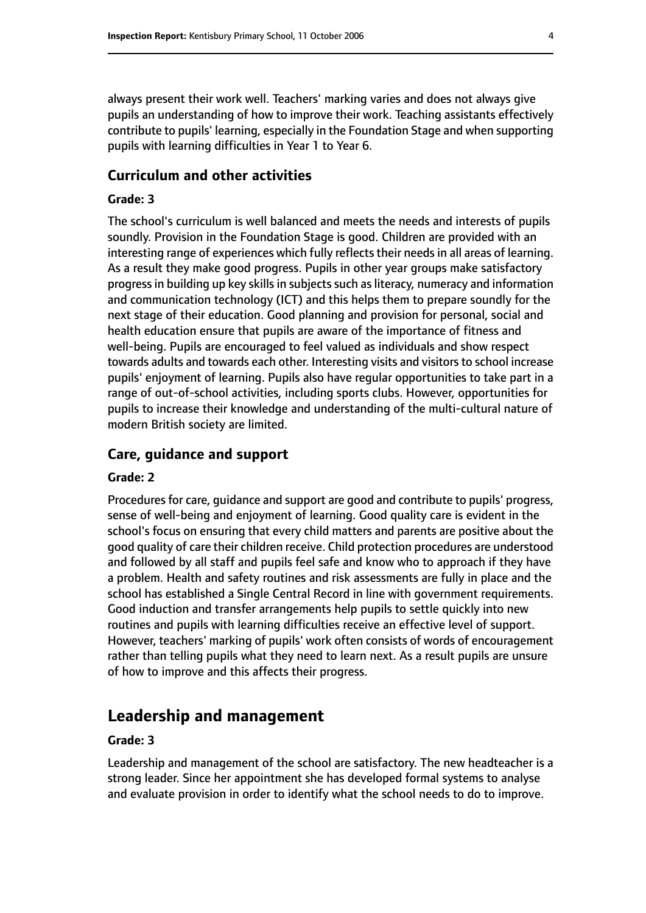always present their work well. Teachers' marking varies and does not always give pupils an understanding of how to improve their work. Teaching assistants effectively contribute to pupils' learning, especially in the Foundation Stage and when supporting pupils with learning difficulties in Year 1 to Year 6.

### Curriculum and other activities

#### Grade: 3

The school's curriculum is well balanced and meets the needs and interests of pupils soundly. Provision in the Foundation Stage is good. Children are provided with an interesting range of experiences which fully reflects their needs in all areas of learning. As a result they make good progress. Pupils in other year groups make satisfactory progress in building up key skills in subjects such as literacy, numeracy and information and communication technology (ICT) and this helps them to prepare soundly for the next stage of their education. Good planning and provision for personal, social and health education ensure that pupils are aware of the importance of fitness and well-being. Pupils are encouraged to feel valued as individuals and show respect towards adults and towards each other. Interesting visits and visitors to school increase pupils' enjoyment of learning. Pupils also have regular opportunities to take part in a range of out-of-school activities, including sports clubs. However, opportunities for pupils to increase their knowledge and understanding of the multi-cultural nature of modern British society are limited.

### Care, guidance and support

#### Grade: 2

Procedures for care, guidance and support are good and contribute to pupils' progress, sense of well-being and enjoyment of learning. Good quality care is evident in the school's focus on ensuring that every child matters and parents are positive about the good quality of care their children receive. Child protection procedures are understood and followed by all staff and pupils feel safe and know who to approach if they have a problem. Health and safety routines and risk assessments are fully in place and the school has established a Single Central Record in line with government requirements. Good induction and transfer arrangements help pupils to settle quickly into new routines and pupils with learning difficulties receive an effective level of support. However, teachers' marking of pupils' work often consists of words of encouragement rather than telling pupils what they need to learn next. As a result pupils are unsure of how to improve and this affects their progress.

## Leadership and management

#### Grade: 3

Leadership and management of the school are satisfactory. The new headteacher is a strong leader. Since her appointment she has developed formal systems to analyse and evaluate provision in order to identify what the school needs to do to improve.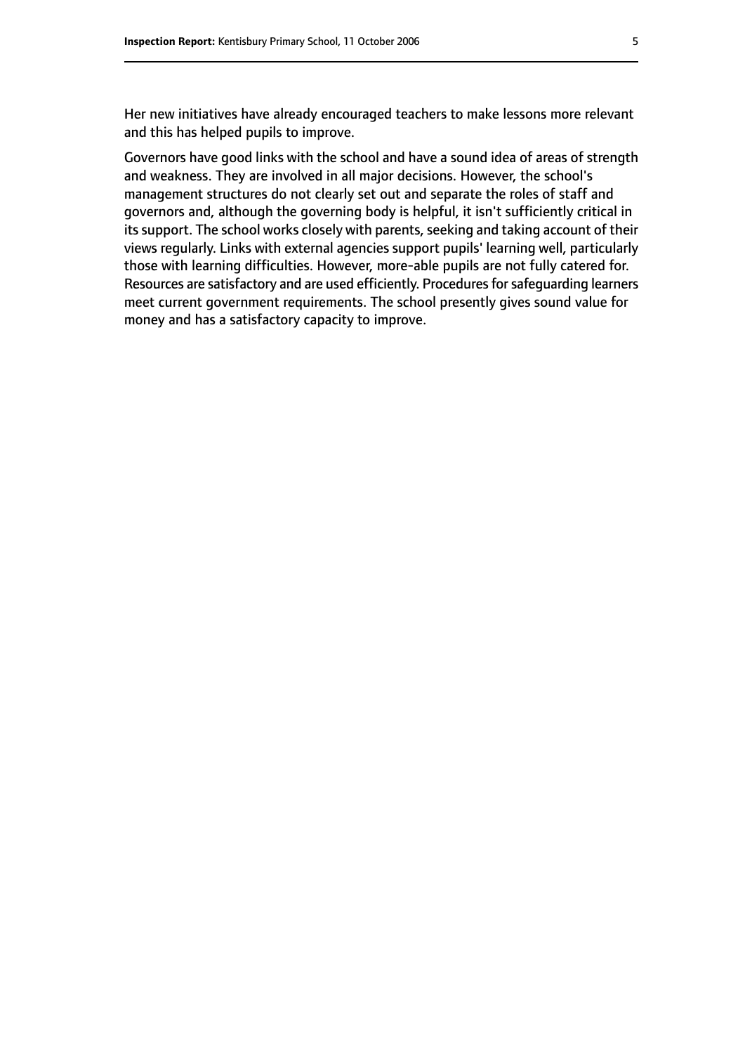Her new initiatives have already encouraged teachers to make lessons more relevant and this has helped pupils to improve.

Governors have good links with the school and have a sound idea of areas of strength and weakness. They are involved in all major decisions. However, the school's management structures do not clearly set out and separate the roles of staff and governors and, although the governing body is helpful, it isn't sufficiently critical in its support. The school works closely with parents, seeking and taking account of their views regularly. Links with external agencies support pupils' learning well, particularly those with learning difficulties. However, more-able pupils are not fully catered for. Resources are satisfactory and are used efficiently. Procedures for safeguarding learners meet current government requirements. The school presently gives sound value for money and has a satisfactory capacity to improve.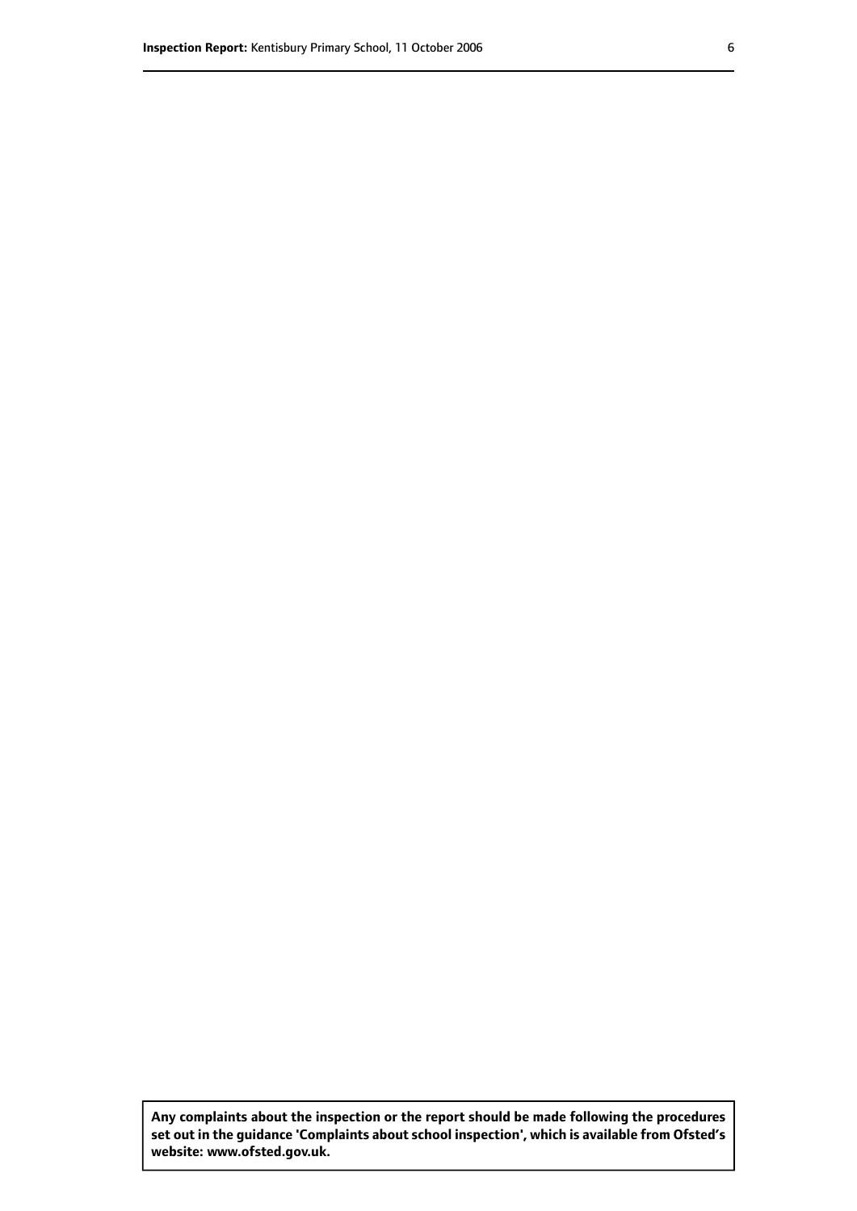**Any complaints about the inspection or the report should be made following the procedures set out in the guidance 'Complaints about school inspection', which is available from Ofsted's website: www.ofsted.gov.uk.**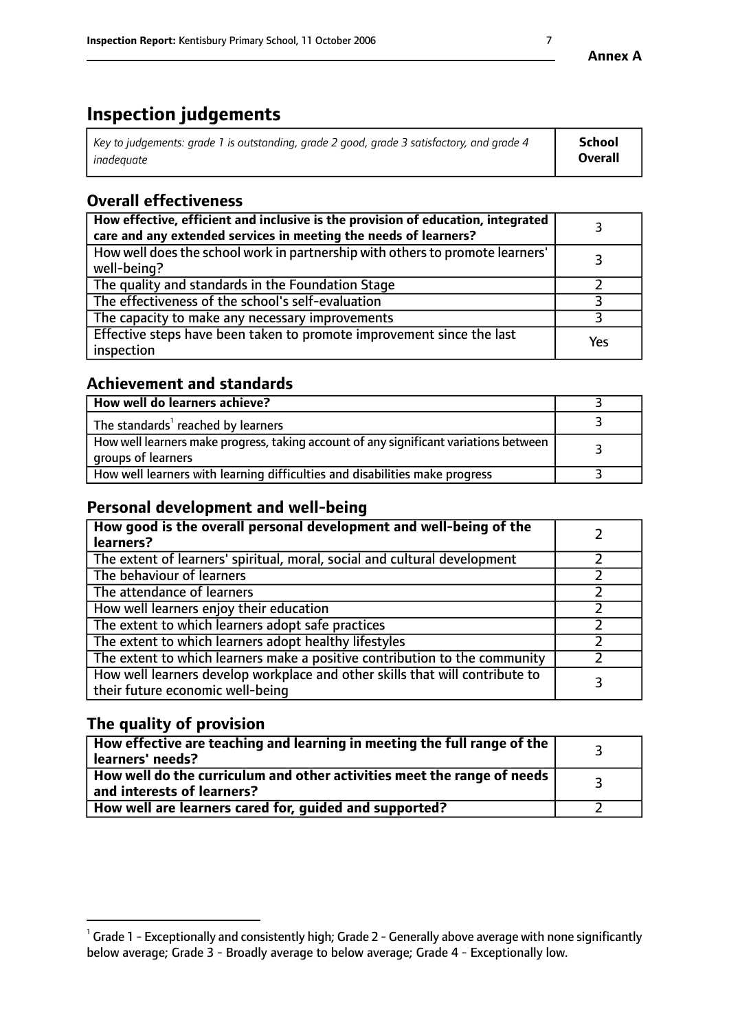# Inspection judgements

| *Key to judgements: grade 1 is outstanding, grade 2 good, grade 3 satisfactory, and grade 4 inadequate* | **School Overall** |
|---|---|

## Overall effectiveness

| | |
|---|---|
| **How effective, efficient and inclusive is the provision of education, integrated care and any extended services in meeting the needs of learners?** | 3 |
| How well does the school work in partnership with others to promote learners' well-being? | 3 |
| The quality and standards in the Foundation Stage | 2 |
| The effectiveness of the school's self-evaluation | 3 |
| The capacity to make any necessary improvements | 3 |
| Effective steps have been taken to promote improvement since the last inspection | Yes |

## Achievement and standards

| | |
|---|---|
| **How well do learners achieve?** | 3 |
| The standards[1] reached by learners | 3 |
| How well learners make progress, taking account of any significant variations between groups of learners | 3 |
| How well learners with learning difficulties and disabilities make progress | 3 |

## Personal development and well-being

| | |
|---|---|
| **How good is the overall personal development and well-being of the learners?** | 2 |
| The extent of learners' spiritual, moral, social and cultural development | 2 |
| The behaviour of learners | 2 |
| The attendance of learners | 2 |
| How well learners enjoy their education | 2 |
| The extent to which learners adopt safe practices | 2 |
| The extent to which learners adopt healthy lifestyles | 2 |
| The extent to which learners make a positive contribution to the community | 2 |
| How well learners develop workplace and other skills that will contribute to their future economic well-being | 3 |

## The quality of provision

| | |
|---|---|
| **How effective are teaching and learning in meeting the full range of the learners' needs?** | 3 |
| **How well do the curriculum and other activities meet the range of needs and interests of learners?** | 3 |
| **How well are learners cared for, guided and supported?** | 2 |

[1] Grade 1 - Exceptionally and consistently high; Grade 2 - Generally above average with none significantly below average; Grade 3 - Broadly average to below average; Grade 4 - Exceptionally low.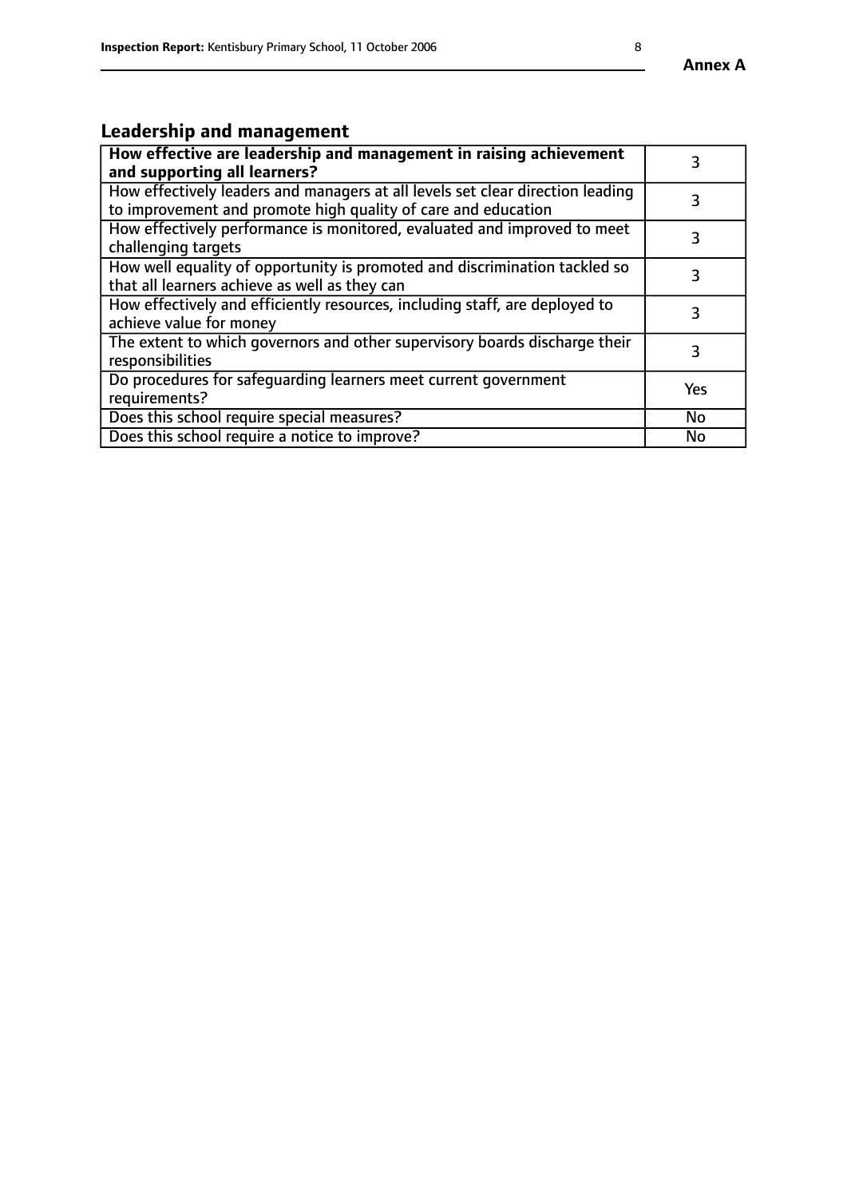## Leadership and management

| **How effective are leadership and management in raising achievement and supporting all learners?** | 3 |
|---|---|
| How effectively leaders and managers at all levels set clear direction leading to improvement and promote high quality of care and education | 3 |
| How effectively performance is monitored, evaluated and improved to meet challenging targets | 3 |
| How well equality of opportunity is promoted and discrimination tackled so that all learners achieve as well as they can | 3 |
| How effectively and efficiently resources, including staff, are deployed to achieve value for money | 3 |
| The extent to which governors and other supervisory boards discharge their responsibilities | 3 |
| Do procedures for safeguarding learners meet current government requirements? | Yes |
| Does this school require special measures? | No |
| Does this school require a notice to improve? | No |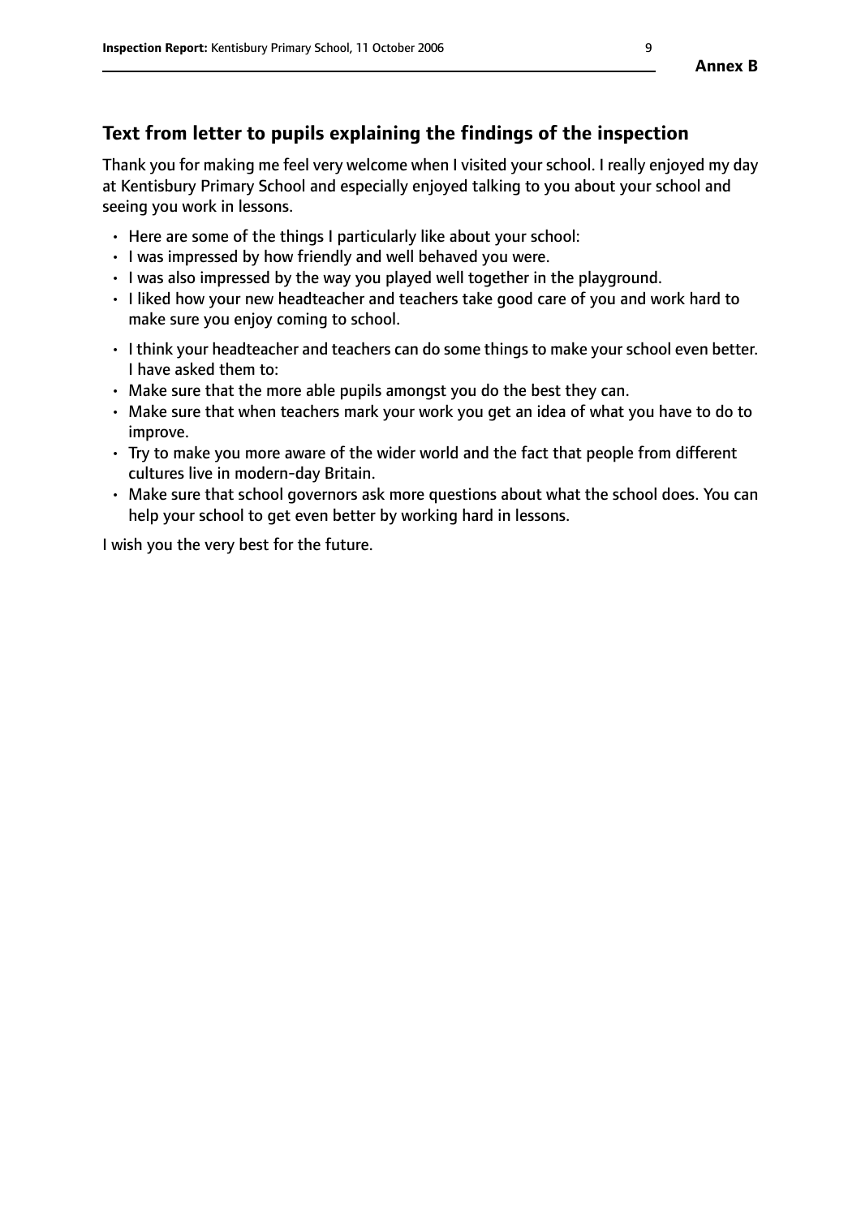## Text from letter to pupils explaining the findings of the inspection

Thank you for making me feel very welcome when I visited your school. I really enjoyed my day at Kentisbury Primary School and especially enjoyed talking to you about your school and seeing you work in lessons.

- Here are some of the things I particularly like about your school:
- I was impressed by how friendly and well behaved you were.
- I was also impressed by the way you played well together in the playground.
- I liked how your new headteacher and teachers take good care of you and work hard to make sure you enjoy coming to school.
- I think your headteacher and teachers can do some things to make your school even better. I have asked them to:
- Make sure that the more able pupils amongst you do the best they can.
- Make sure that when teachers mark your work you get an idea of what you have to do to improve.
- Try to make you more aware of the wider world and the fact that people from different cultures live in modern-day Britain.
- Make sure that school governors ask more questions about what the school does. You can help your school to get even better by working hard in lessons.

I wish you the very best for the future.